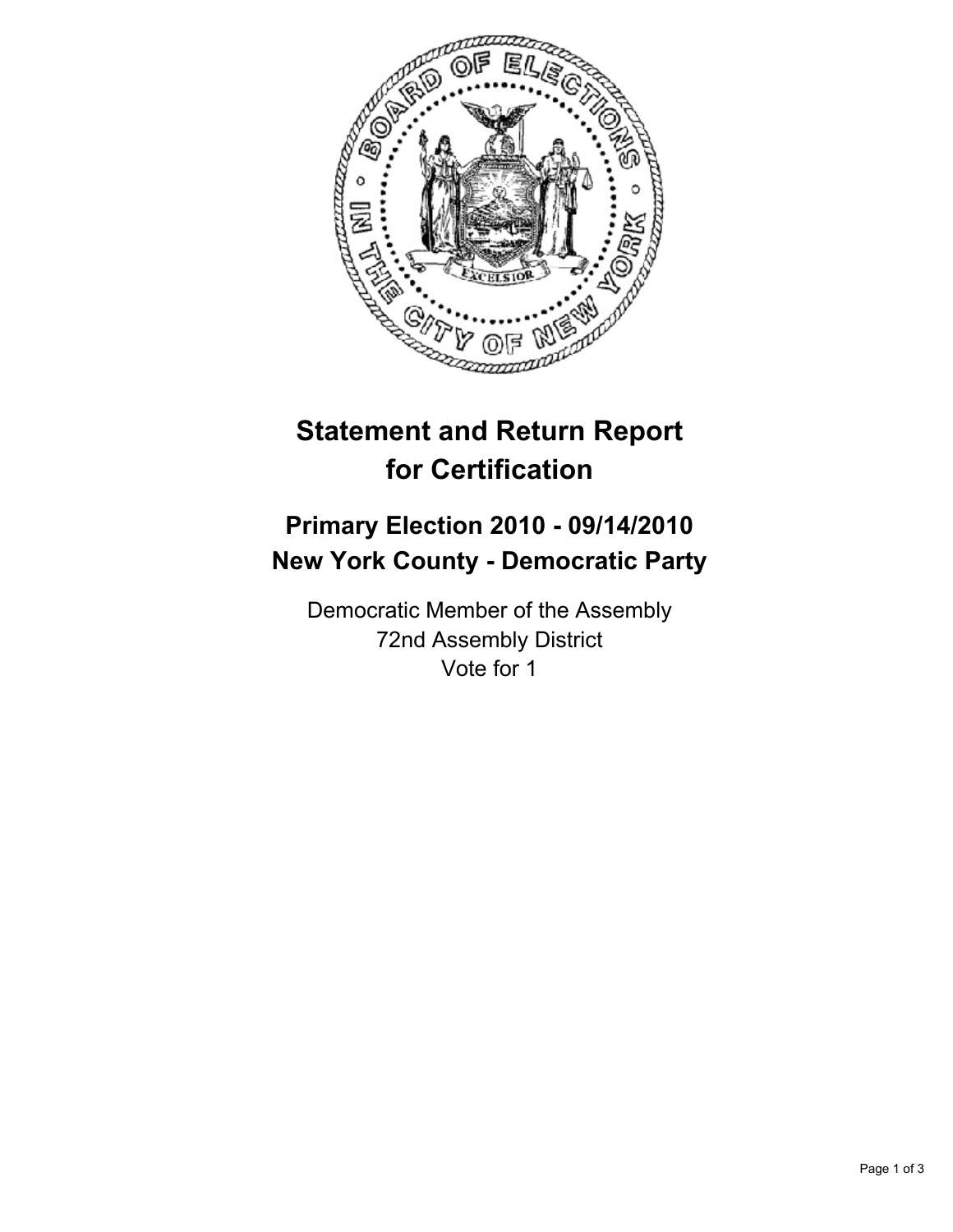# Statement and Return Report for Certification

## Primary Election 2010 - 09/14/2010
## New York County - Democratic Party

Democratic Member of the Assembly
72nd Assembly District
Vote for 1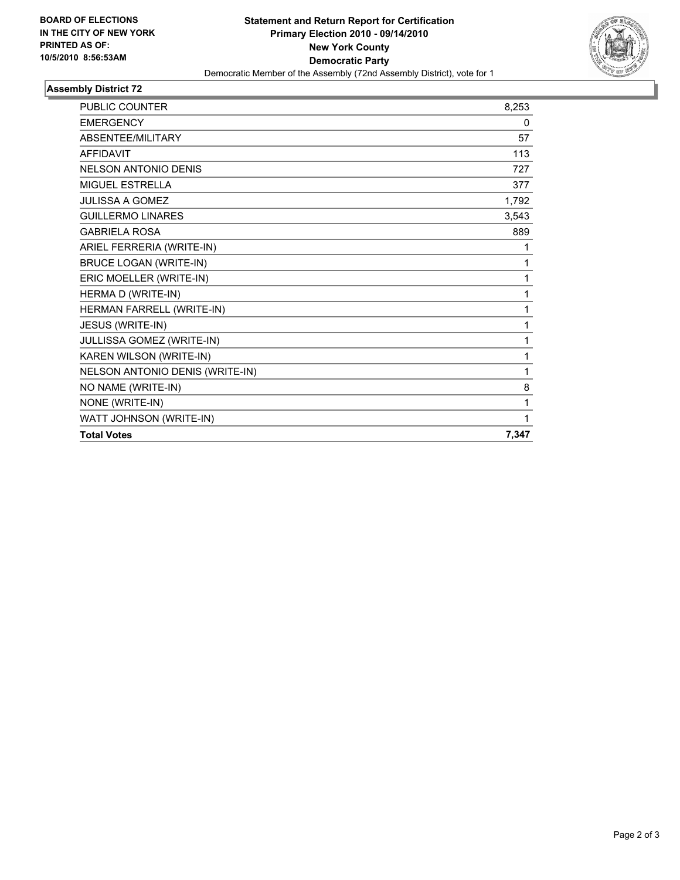**BOARD OF ELECTIONS IN THE CITY OF NEW YORK PRINTED AS OF: 10/5/2010 8:56:53AM**

**Statement and Return Report for Certification**
**Primary Election 2010 - 09/14/2010**
**New York County**
**Democratic Party**
Democratic Member of the Assembly (72nd Assembly District), vote for 1

## Assembly District 72

| | |
|---|---|
| PUBLIC COUNTER | 8,253 |
| EMERGENCY | 0 |
| ABSENTEE/MILITARY | 57 |
| AFFIDAVIT | 113 |
| NELSON ANTONIO DENIS | 727 |
| MIGUEL ESTRELLA | 377 |
| JULISSA A GOMEZ | 1,792 |
| GUILLERMO LINARES | 3,543 |
| GABRIELA ROSA | 889 |
| ARIEL FERRERIA (WRITE-IN) | 1 |
| BRUCE LOGAN (WRITE-IN) | 1 |
| ERIC MOELLER (WRITE-IN) | 1 |
| HERMA D (WRITE-IN) | 1 |
| HERMAN FARRELL (WRITE-IN) | 1 |
| JESUS (WRITE-IN) | 1 |
| JULLISSA GOMEZ (WRITE-IN) | 1 |
| KAREN WILSON (WRITE-IN) | 1 |
| NELSON ANTONIO DENIS (WRITE-IN) | 1 |
| NO NAME (WRITE-IN) | 8 |
| NONE (WRITE-IN) | 1 |
| WATT JOHNSON (WRITE-IN) | 1 |
| **Total Votes** | **7,347** |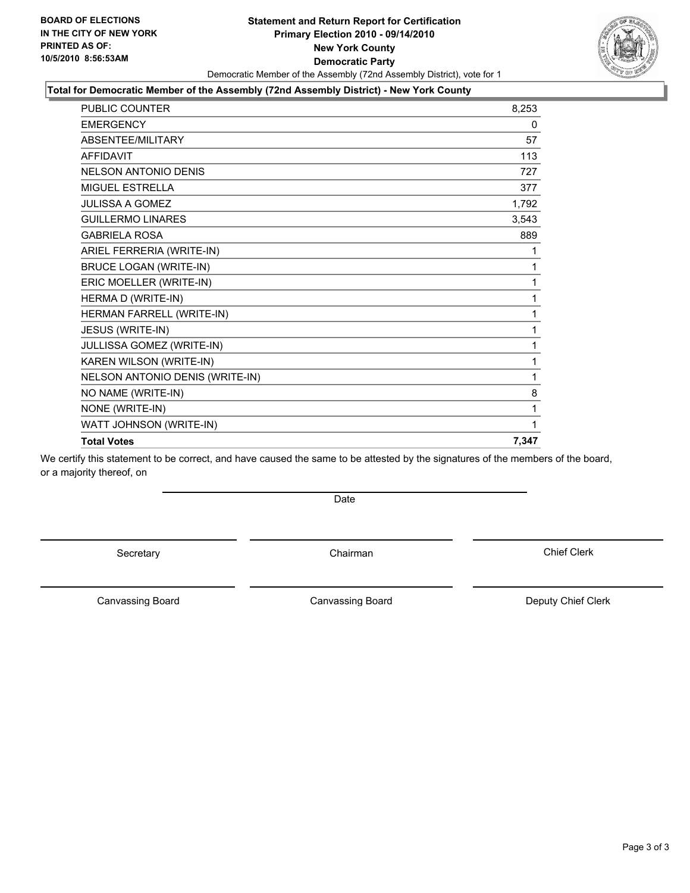**BOARD OF ELECTIONS IN THE CITY OF NEW YORK PRINTED AS OF: 10/5/2010 8:56:53AM**

# Statement and Return Report for Certification
## Primary Election 2010 - 09/14/2010
## New York County
## Democratic Party

Democratic Member of the Assembly (72nd Assembly District), vote for 1

### Total for Democratic Member of the Assembly (72nd Assembly District) - New York County

| | |
|---|---|
| PUBLIC COUNTER | 8,253 |
| EMERGENCY | 0 |
| ABSENTEE/MILITARY | 57 |
| AFFIDAVIT | 113 |
| NELSON ANTONIO DENIS | 727 |
| MIGUEL ESTRELLA | 377 |
| JULISSA A GOMEZ | 1,792 |
| GUILLERMO LINARES | 3,543 |
| GABRIELA ROSA | 889 |
| ARIEL FERRERIA (WRITE-IN) | 1 |
| BRUCE LOGAN (WRITE-IN) | 1 |
| ERIC MOELLER (WRITE-IN) | 1 |
| HERMA D (WRITE-IN) | 1 |
| HERMAN FARRELL (WRITE-IN) | 1 |
| JESUS (WRITE-IN) | 1 |
| JULLISSA GOMEZ (WRITE-IN) | 1 |
| KAREN WILSON (WRITE-IN) | 1 |
| NELSON ANTONIO DENIS (WRITE-IN) | 1 |
| NO NAME (WRITE-IN) | 8 |
| NONE (WRITE-IN) | 1 |
| WATT JOHNSON (WRITE-IN) | 1 |
| **Total Votes** | **7,347** |

We certify this statement to be correct, and have caused the same to be attested by the signatures of the members of the board, or a majority thereof, on

Date

Secretary    Chairman    Chief Clerk

Canvassing Board    Canvassing Board    Deputy Chief Clerk